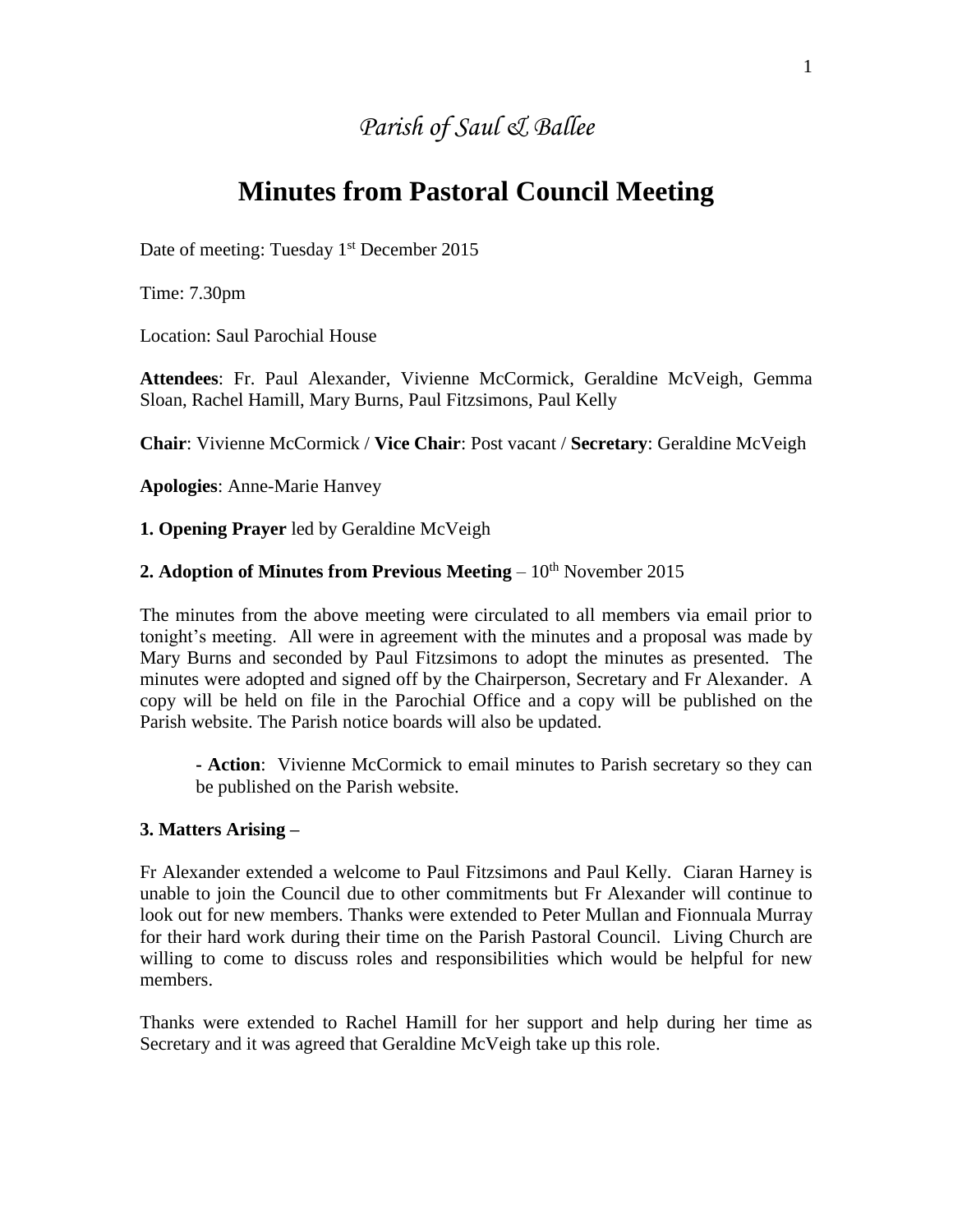*Parish of Saul & Ballee*

# Minutes from Pastoral Council Meeting

Date of meeting: Tuesday 1st December 2015

Time: 7.30pm

Location: Saul Parochial House

**Attendees**: Fr. Paul Alexander, Vivienne McCormick, Geraldine McVeigh, Gemma Sloan, Rachel Hamill, Mary Burns, Paul Fitzsimons, Paul Kelly

**Chair**: Vivienne McCormick / **Vice Chair**: Post vacant / **Secretary**: Geraldine McVeigh

**Apologies**: Anne-Marie Hanvey

**1. Opening Prayer** led by Geraldine McVeigh

**2. Adoption of Minutes from Previous Meeting** – 10th November 2015

The minutes from the above meeting were circulated to all members via email prior to tonight's meeting. All were in agreement with the minutes and a proposal was made by Mary Burns and seconded by Paul Fitzsimons to adopt the minutes as presented. The minutes were adopted and signed off by the Chairperson, Secretary and Fr Alexander. A copy will be held on file in the Parochial Office and a copy will be published on the Parish website. The Parish notice boards will also be updated.

> **- Action**: Vivienne McCormick to email minutes to Parish secretary so they can be published on the Parish website.

**3. Matters Arising –**

Fr Alexander extended a welcome to Paul Fitzsimons and Paul Kelly. Ciaran Harney is unable to join the Council due to other commitments but Fr Alexander will continue to look out for new members. Thanks were extended to Peter Mullan and Fionnuala Murray for their hard work during their time on the Parish Pastoral Council. Living Church are willing to come to discuss roles and responsibilities which would be helpful for new members.

Thanks were extended to Rachel Hamill for her support and help during her time as Secretary and it was agreed that Geraldine McVeigh take up this role.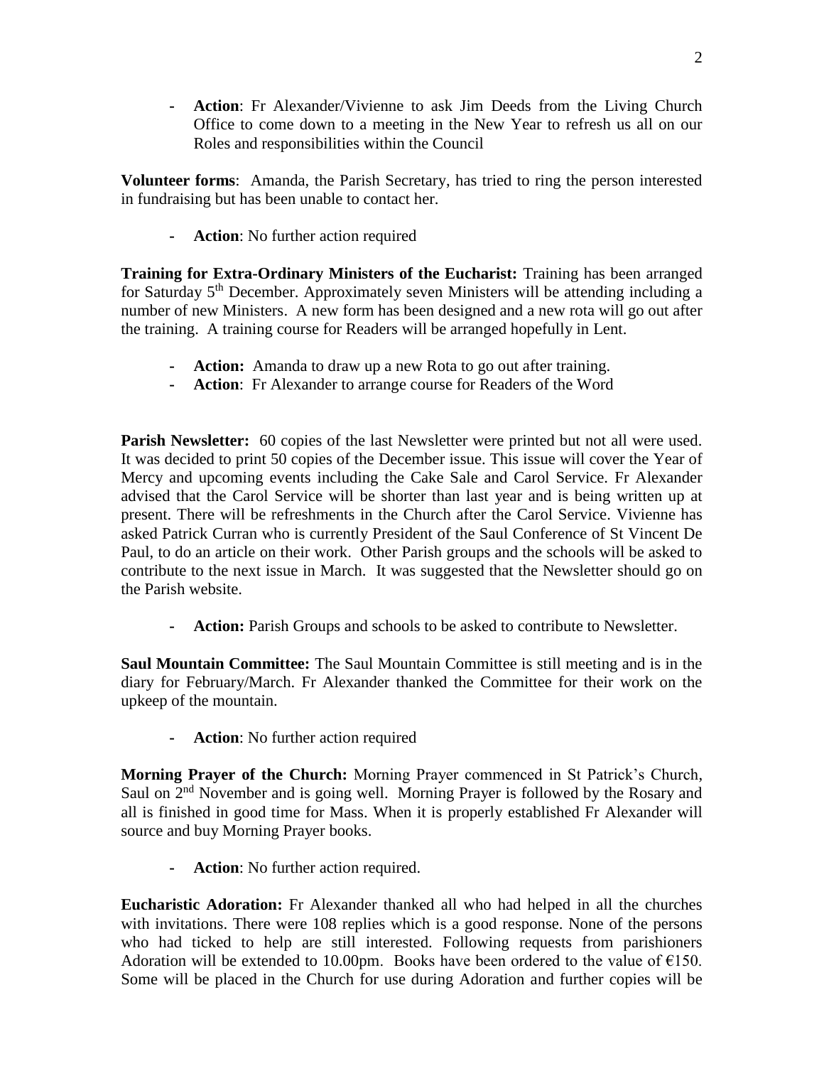- **Action**: Fr Alexander/Vivienne to ask Jim Deeds from the Living Church Office to come down to a meeting in the New Year to refresh us all on our Roles and responsibilities within the Council

**Volunteer forms**: Amanda, the Parish Secretary, has tried to ring the person interested in fundraising but has been unable to contact her.

- **Action**: No further action required

**Training for Extra-Ordinary Ministers of the Eucharist:** Training has been arranged for Saturday 5th December. Approximately seven Ministers will be attending including a number of new Ministers. A new form has been designed and a new rota will go out after the training. A training course for Readers will be arranged hopefully in Lent.

- **Action:** Amanda to draw up a new Rota to go out after training.
- **Action**: Fr Alexander to arrange course for Readers of the Word

**Parish Newsletter:** 60 copies of the last Newsletter were printed but not all were used. It was decided to print 50 copies of the December issue. This issue will cover the Year of Mercy and upcoming events including the Cake Sale and Carol Service. Fr Alexander advised that the Carol Service will be shorter than last year and is being written up at present. There will be refreshments in the Church after the Carol Service. Vivienne has asked Patrick Curran who is currently President of the Saul Conference of St Vincent De Paul, to do an article on their work. Other Parish groups and the schools will be asked to contribute to the next issue in March. It was suggested that the Newsletter should go on the Parish website.

- **Action:** Parish Groups and schools to be asked to contribute to Newsletter.

**Saul Mountain Committee:** The Saul Mountain Committee is still meeting and is in the diary for February/March. Fr Alexander thanked the Committee for their work on the upkeep of the mountain.

- **Action**: No further action required

**Morning Prayer of the Church:** Morning Prayer commenced in St Patrick's Church, Saul on 2nd November and is going well. Morning Prayer is followed by the Rosary and all is finished in good time for Mass. When it is properly established Fr Alexander will source and buy Morning Prayer books.

- **Action**: No further action required.

**Eucharistic Adoration:** Fr Alexander thanked all who had helped in all the churches with invitations. There were 108 replies which is a good response. None of the persons who had ticked to help are still interested. Following requests from parishioners Adoration will be extended to 10.00pm. Books have been ordered to the value of €150. Some will be placed in the Church for use during Adoration and further copies will be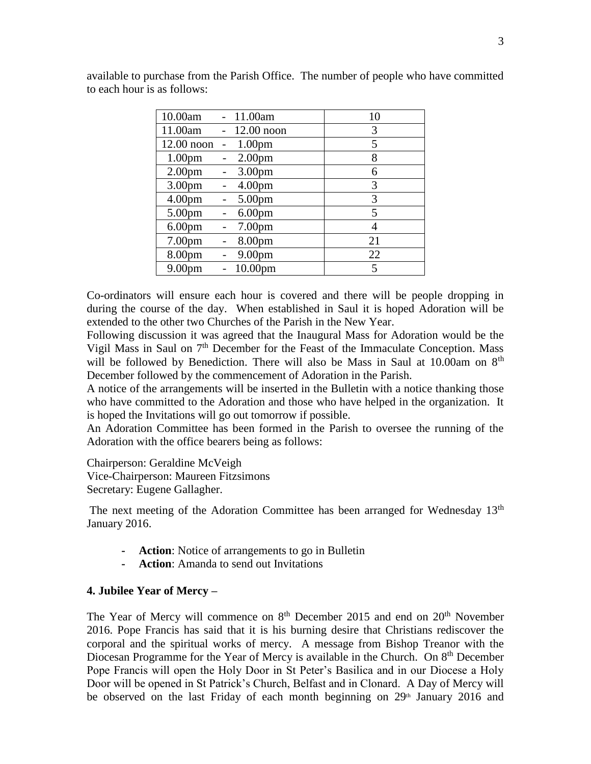available to purchase from the Parish Office. The number of people who have committed to each hour is as follows:

| Time | Number |
|---|---|
| 10.00am - 11.00am | 10 |
| 11.00am - 12.00 noon | 3 |
| 12.00 noon - 1.00pm | 5 |
| 1.00pm - 2.00pm | 8 |
| 2.00pm - 3.00pm | 6 |
| 3.00pm - 4.00pm | 3 |
| 4.00pm - 5.00pm | 3 |
| 5.00pm - 6.00pm | 5 |
| 6.00pm - 7.00pm | 4 |
| 7.00pm - 8.00pm | 21 |
| 8.00pm - 9.00pm | 22 |
| 9.00pm - 10.00pm | 5 |

Co-ordinators will ensure each hour is covered and there will be people dropping in during the course of the day. When established in Saul it is hoped Adoration will be extended to the other two Churches of the Parish in the New Year.

Following discussion it was agreed that the Inaugural Mass for Adoration would be the Vigil Mass in Saul on 7th December for the Feast of the Immaculate Conception. Mass will be followed by Benediction. There will also be Mass in Saul at 10.00am on 8th December followed by the commencement of Adoration in the Parish.

A notice of the arrangements will be inserted in the Bulletin with a notice thanking those who have committed to the Adoration and those who have helped in the organization. It is hoped the Invitations will go out tomorrow if possible.

An Adoration Committee has been formed in the Parish to oversee the running of the Adoration with the office bearers being as follows:

Chairperson: Geraldine McVeigh
Vice-Chairperson: Maureen Fitzsimons
Secretary: Eugene Gallagher.

The next meeting of the Adoration Committee has been arranged for Wednesday 13th January 2016.

- **Action**: Notice of arrangements to go in Bulletin
- **Action**: Amanda to send out Invitations

**4. Jubilee Year of Mercy –**

The Year of Mercy will commence on 8th December 2015 and end on 20th November 2016. Pope Francis has said that it is his burning desire that Christians rediscover the corporal and the spiritual works of mercy. A message from Bishop Treanor with the Diocesan Programme for the Year of Mercy is available in the Church. On 8th December Pope Francis will open the Holy Door in St Peter's Basilica and in our Diocese a Holy Door will be opened in St Patrick's Church, Belfast and in Clonard. A Day of Mercy will be observed on the last Friday of each month beginning on 29th January 2016 and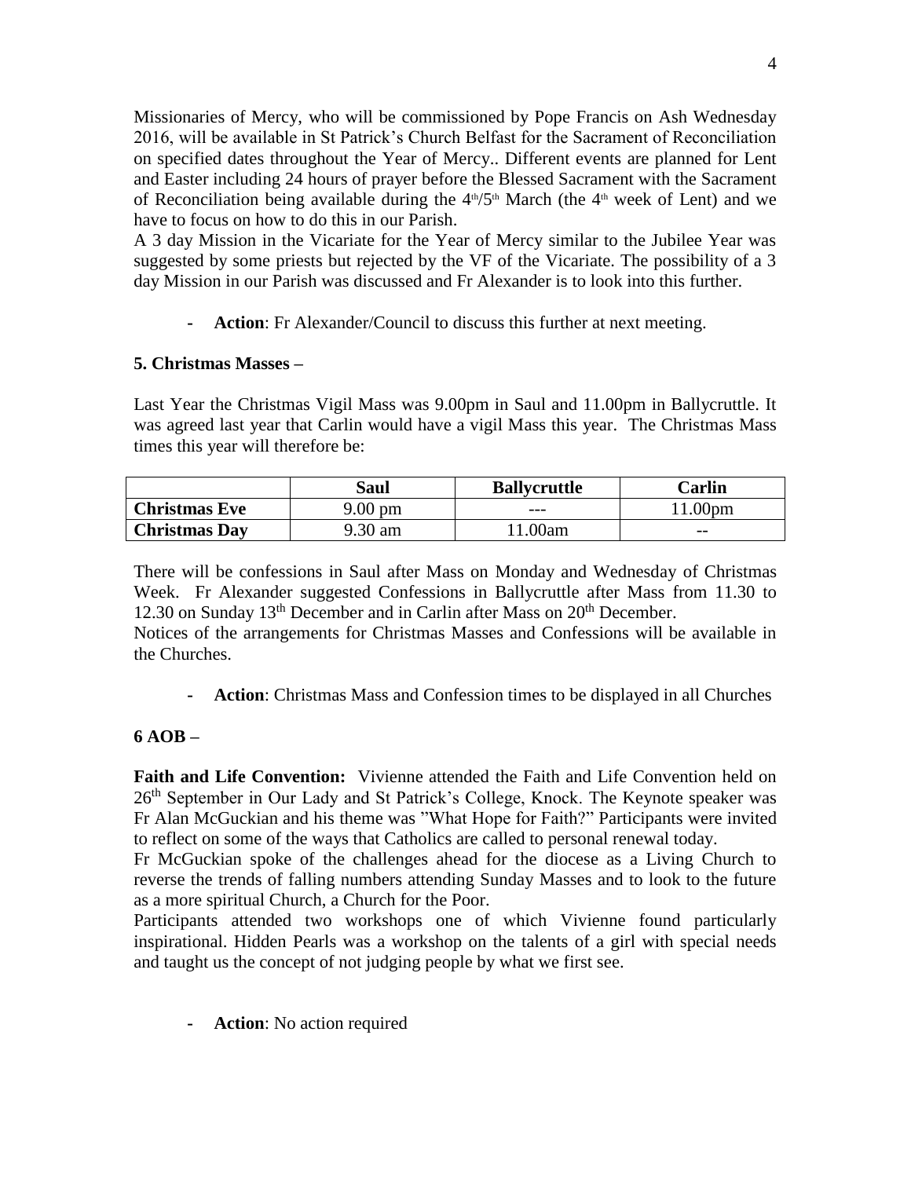Missionaries of Mercy, who will be commissioned by Pope Francis on Ash Wednesday 2016, will be available in St Patrick's Church Belfast for the Sacrament of Reconciliation on specified dates throughout the Year of Mercy.. Different events are planned for Lent and Easter including 24 hours of prayer before the Blessed Sacrament with the Sacrament of Reconciliation being available during the 4th/5th March (the 4th week of Lent) and we have to focus on how to do this in our Parish.

A 3 day Mission in the Vicariate for the Year of Mercy similar to the Jubilee Year was suggested by some priests but rejected by the VF of the Vicariate. The possibility of a 3 day Mission in our Parish was discussed and Fr Alexander is to look into this further.

- **Action**: Fr Alexander/Council to discuss this further at next meeting.

**5. Christmas Masses –**

Last Year the Christmas Vigil Mass was 9.00pm in Saul and 11.00pm in Ballycruttle. It was agreed last year that Carlin would have a vigil Mass this year. The Christmas Mass times this year will therefore be:

| | Saul | Ballycruttle | Carlin |
|---|---|---|---|
| **Christmas Eve** | 9.00 pm | --- | 11.00pm |
| **Christmas Day** | 9.30 am | 11.00am | -- |

There will be confessions in Saul after Mass on Monday and Wednesday of Christmas Week. Fr Alexander suggested Confessions in Ballycruttle after Mass from 11.30 to 12.30 on Sunday 13th December and in Carlin after Mass on 20th December.

Notices of the arrangements for Christmas Masses and Confessions will be available in the Churches.

- **Action**: Christmas Mass and Confession times to be displayed in all Churches

**6 AOB –**

**Faith and Life Convention:** Vivienne attended the Faith and Life Convention held on 26th September in Our Lady and St Patrick's College, Knock. The Keynote speaker was Fr Alan McGuckian and his theme was "What Hope for Faith?" Participants were invited to reflect on some of the ways that Catholics are called to personal renewal today.

Fr McGuckian spoke of the challenges ahead for the diocese as a Living Church to reverse the trends of falling numbers attending Sunday Masses and to look to the future as a more spiritual Church, a Church for the Poor.

Participants attended two workshops one of which Vivienne found particularly inspirational. Hidden Pearls was a workshop on the talents of a girl with special needs and taught us the concept of not judging people by what we first see.

- **Action**: No action required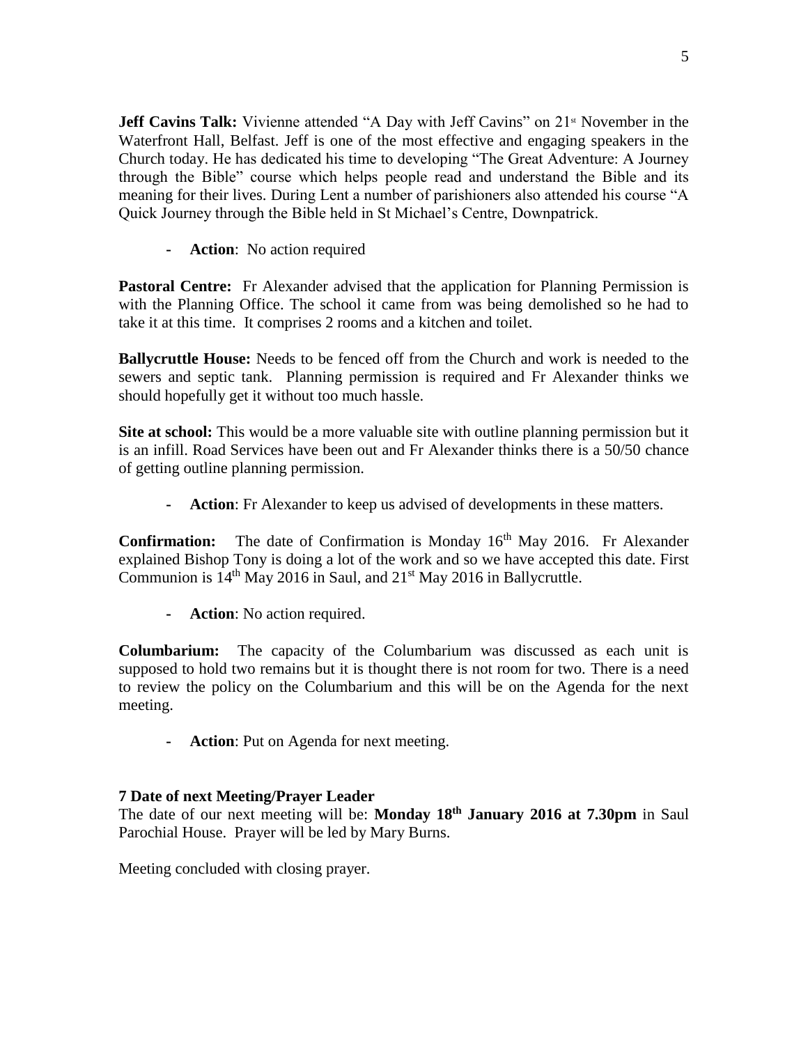**Jeff Cavins Talk:** Vivienne attended "A Day with Jeff Cavins" on 21st November in the Waterfront Hall, Belfast. Jeff is one of the most effective and engaging speakers in the Church today. He has dedicated his time to developing "The Great Adventure: A Journey through the Bible" course which helps people read and understand the Bible and its meaning for their lives. During Lent a number of parishioners also attended his course "A Quick Journey through the Bible held in St Michael's Centre, Downpatrick.

- **Action**: No action required

**Pastoral Centre:** Fr Alexander advised that the application for Planning Permission is with the Planning Office. The school it came from was being demolished so he had to take it at this time. It comprises 2 rooms and a kitchen and toilet.

**Ballycruttle House:** Needs to be fenced off from the Church and work is needed to the sewers and septic tank. Planning permission is required and Fr Alexander thinks we should hopefully get it without too much hassle.

**Site at school:** This would be a more valuable site with outline planning permission but it is an infill. Road Services have been out and Fr Alexander thinks there is a 50/50 chance of getting outline planning permission.

- **Action**: Fr Alexander to keep us advised of developments in these matters.

**Confirmation:** The date of Confirmation is Monday 16th May 2016. Fr Alexander explained Bishop Tony is doing a lot of the work and so we have accepted this date. First Communion is 14th May 2016 in Saul, and 21st May 2016 in Ballycruttle.

- **Action**: No action required.

**Columbarium:** The capacity of the Columbarium was discussed as each unit is supposed to hold two remains but it is thought there is not room for two. There is a need to review the policy on the Columbarium and this will be on the Agenda for the next meeting.

- **Action**: Put on Agenda for next meeting.

**7 Date of next Meeting/Prayer Leader**

The date of our next meeting will be: **Monday 18th January 2016 at 7.30pm** in Saul Parochial House. Prayer will be led by Mary Burns.

Meeting concluded with closing prayer.